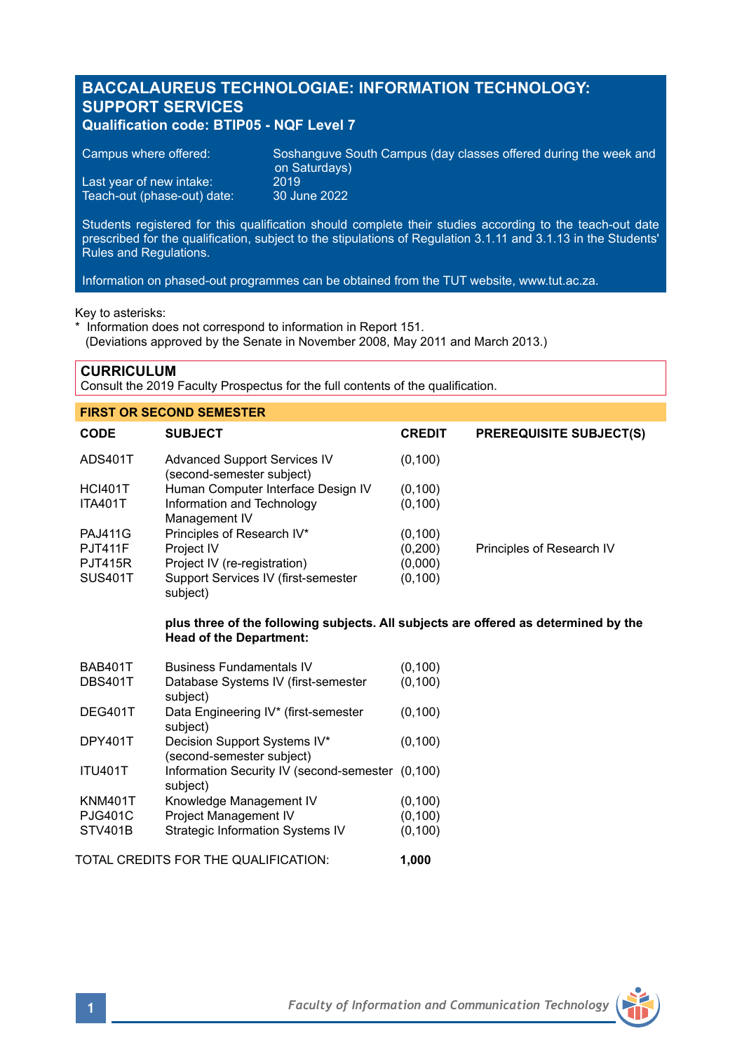# BACCALAUREUS TECHNOLOGIAE: INFORMATION TECHNOLOGY: SUPPORT SERVICES

**Qualification code: BTIP05 - NQF Level 7**

Campus where offered: Soshanguve South Campus (day classes offered during the week and on Saturdays)
Last year of new intake: 2019
Teach-out (phase-out) date: 30 June 2022

Students registered for this qualification should complete their studies according to the teach-out date prescribed for the qualification, subject to the stipulations of Regulation 3.1.11 and 3.1.13 in the Students' Rules and Regulations.

Information on phased-out programmes can be obtained from the TUT website, www.tut.ac.za.

Key to asterisks:
* Information does not correspond to information in Report 151.
(Deviations approved by the Senate in November 2008, May 2011 and March 2013.)

## CURRICULUM

Consult the 2019 Faculty Prospectus for the full contents of the qualification.

### FIRST OR SECOND SEMESTER

| CODE | SUBJECT | CREDIT | PREREQUISITE SUBJECT(S) |
|---|---|---|---|
| ADS401T | Advanced Support Services IV (second-semester subject) | (0,100) | |
| HCI401T | Human Computer Interface Design IV | (0,100) | |
| ITA401T | Information and Technology Management IV | (0,100) | |
| PAJ411G | Principles of Research IV* | (0,100) | |
| PJT411F | Project IV | (0,200) | Principles of Research IV |
| PJT415R | Project IV (re-registration) | (0,000) | |
| SUS401T | Support Services IV (first-semester subject) | (0,100) | |

**plus three of the following subjects. All subjects are offered as determined by the Head of the Department:**

| CODE | SUBJECT | CREDIT | PREREQUISITE SUBJECT(S) |
|---|---|---|---|
| BAB401T | Business Fundamentals IV | (0,100) | |
| DBS401T | Database Systems IV (first-semester subject) | (0,100) | |
| DEG401T | Data Engineering IV* (first-semester subject) | (0,100) | |
| DPY401T | Decision Support Systems IV* (second-semester subject) | (0,100) | |
| ITU401T | Information Security IV (second-semester subject) | (0,100) | |
| KNM401T | Knowledge Management IV | (0,100) | |
| PJG401C | Project Management IV | (0,100) | |
| STV401B | Strategic Information Systems IV | (0,100) | |

TOTAL CREDITS FOR THE QUALIFICATION: **1,000**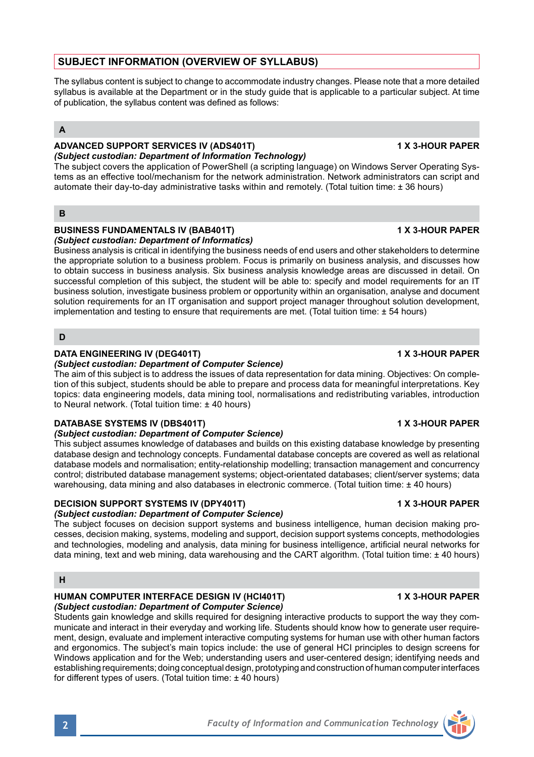## SUBJECT INFORMATION (OVERVIEW OF SYLLABUS)

The syllabus content is subject to change to accommodate industry changes. Please note that a more detailed syllabus is available at the Department or in the study guide that is applicable to a particular subject. At time of publication, the syllabus content was defined as follows:

### A

**ADVANCED SUPPORT SERVICES IV (ADS401T)** **1 X 3-HOUR PAPER**
***(Subject custodian: Department of Information Technology)***
The subject covers the application of PowerShell (a scripting language) on Windows Server Operating Systems as an effective tool/mechanism for the network administration. Network administrators can script and automate their day-to-day administrative tasks within and remotely. (Total tuition time: ± 36 hours)

### B

**BUSINESS FUNDAMENTALS IV (BAB401T)** **1 X 3-HOUR PAPER**
***(Subject custodian: Department of Informatics)***
Business analysis is critical in identifying the business needs of end users and other stakeholders to determine the appropriate solution to a business problem. Focus is primarily on business analysis, and discusses how to obtain success in business analysis. Six business analysis knowledge areas are discussed in detail. On successful completion of this subject, the student will be able to: specify and model requirements for an IT business solution, investigate business problem or opportunity within an organisation, analyse and document solution requirements for an IT organisation and support project manager throughout solution development, implementation and testing to ensure that requirements are met. (Total tuition time: ± 54 hours)

### D

**DATA ENGINEERING IV (DEG401T)** **1 X 3-HOUR PAPER**
***(Subject custodian: Department of Computer Science)***
The aim of this subject is to address the issues of data representation for data mining. Objectives: On completion of this subject, students should be able to prepare and process data for meaningful interpretations. Key topics: data engineering models, data mining tool, normalisations and redistributing variables, introduction to Neural network. (Total tuition time: ± 40 hours)

**DATABASE SYSTEMS IV (DBS401T)** **1 X 3-HOUR PAPER**
***(Subject custodian: Department of Computer Science)***
This subject assumes knowledge of databases and builds on this existing database knowledge by presenting database design and technology concepts. Fundamental database concepts are covered as well as relational database models and normalisation; entity-relationship modelling; transaction management and concurrency control; distributed database management systems; object-orientated databases; client/server systems; data warehousing, data mining and also databases in electronic commerce. (Total tuition time: ± 40 hours)

**DECISION SUPPORT SYSTEMS IV (DPY401T)** **1 X 3-HOUR PAPER**
***(Subject custodian: Department of Computer Science)***
The subject focuses on decision support systems and business intelligence, human decision making processes, decision making, systems, modeling and support, decision support systems concepts, methodologies and technologies, modeling and analysis, data mining for business intelligence, artificial neural networks for data mining, text and web mining, data warehousing and the CART algorithm. (Total tuition time: ± 40 hours)

### H

**HUMAN COMPUTER INTERFACE DESIGN IV (HCI401T)** **1 X 3-HOUR PAPER**
***(Subject custodian: Department of Computer Science)***
Students gain knowledge and skills required for designing interactive products to support the way they communicate and interact in their everyday and working life. Students should know how to generate user requirement, design, evaluate and implement interactive computing systems for human use with other human factors and ergonomics. The subject's main topics include: the use of general HCI principles to design screens for Windows application and for the Web; understanding users and user-centered design; identifying needs and establishing requirements; doing conceptual design, prototyping and construction of human computer interfaces for different types of users. (Total tuition time: ± 40 hours)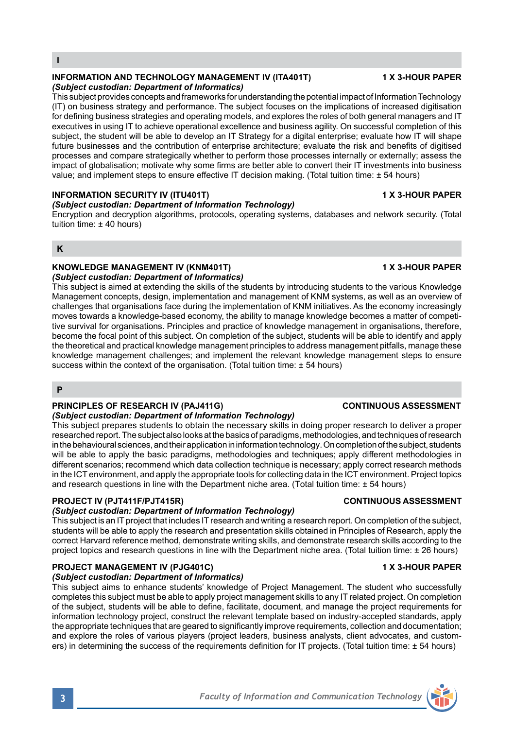## I

### INFORMATION AND TECHNOLOGY MANAGEMENT IV (ITA401T) — 1 X 3-HOUR PAPER

***(Subject custodian: Department of Informatics)***

This subject provides concepts and frameworks for understanding the potential impact of Information Technology (IT) on business strategy and performance. The subject focuses on the implications of increased digitisation for defining business strategies and operating models, and explores the roles of both general managers and IT executives in using IT to achieve operational excellence and business agility. On successful completion of this subject, the student will be able to develop an IT Strategy for a digital enterprise; evaluate how IT will shape future businesses and the contribution of enterprise architecture; evaluate the risk and benefits of digitised processes and compare strategically whether to perform those processes internally or externally; assess the impact of globalisation; motivate why some firms are better able to convert their IT investments into business value; and implement steps to ensure effective IT decision making. (Total tuition time: ± 54 hours)

### INFORMATION SECURITY IV (ITU401T) — 1 X 3-HOUR PAPER

***(Subject custodian: Department of Information Technology)***

Encryption and decryption algorithms, protocols, operating systems, databases and network security. (Total tuition time: ± 40 hours)

## K

### KNOWLEDGE MANAGEMENT IV (KNM401T) — 1 X 3-HOUR PAPER

***(Subject custodian: Department of Informatics)***

This subject is aimed at extending the skills of the students by introducing students to the various Knowledge Management concepts, design, implementation and management of KNM systems, as well as an overview of challenges that organisations face during the implementation of KNM initiatives. As the economy increasingly moves towards a knowledge-based economy, the ability to manage knowledge becomes a matter of competitive survival for organisations. Principles and practice of knowledge management in organisations, therefore, become the focal point of this subject. On completion of the subject, students will be able to identify and apply the theoretical and practical knowledge management principles to address management pitfalls, manage these knowledge management challenges; and implement the relevant knowledge management steps to ensure success within the context of the organisation. (Total tuition time: ± 54 hours)

## P

### PRINCIPLES OF RESEARCH IV (PAJ411G) — CONTINUOUS ASSESSMENT

***(Subject custodian: Department of Information Technology)***

This subject prepares students to obtain the necessary skills in doing proper research to deliver a proper researched report. The subject also looks at the basics of paradigms, methodologies, and techniques of research in the behavioural sciences, and their application in information technology. On completion of the subject, students will be able to apply the basic paradigms, methodologies and techniques; apply different methodologies in different scenarios; recommend which data collection technique is necessary; apply correct research methods in the ICT environment, and apply the appropriate tools for collecting data in the ICT environment. Project topics and research questions in line with the Department niche area. (Total tuition time: ± 54 hours)

### PROJECT IV (PJT411F/PJT415R) — CONTINUOUS ASSESSMENT

***(Subject custodian: Department of Information Technology)***

This subject is an IT project that includes IT research and writing a research report. On completion of the subject, students will be able to apply the research and presentation skills obtained in Principles of Research, apply the correct Harvard reference method, demonstrate writing skills, and demonstrate research skills according to the project topics and research questions in line with the Department niche area. (Total tuition time: ± 26 hours)

### PROJECT MANAGEMENT IV (PJG401C) — 1 X 3-HOUR PAPER

***(Subject custodian: Department of Informatics)***

This subject aims to enhance students' knowledge of Project Management. The student who successfully completes this subject must be able to apply project management skills to any IT related project. On completion of the subject, students will be able to define, facilitate, document, and manage the project requirements for information technology project, construct the relevant template based on industry-accepted standards, apply the appropriate techniques that are geared to significantly improve requirements, collection and documentation; and explore the roles of various players (project leaders, business analysts, client advocates, and customers) in determining the success of the requirements definition for IT projects. (Total tuition time: ± 54 hours)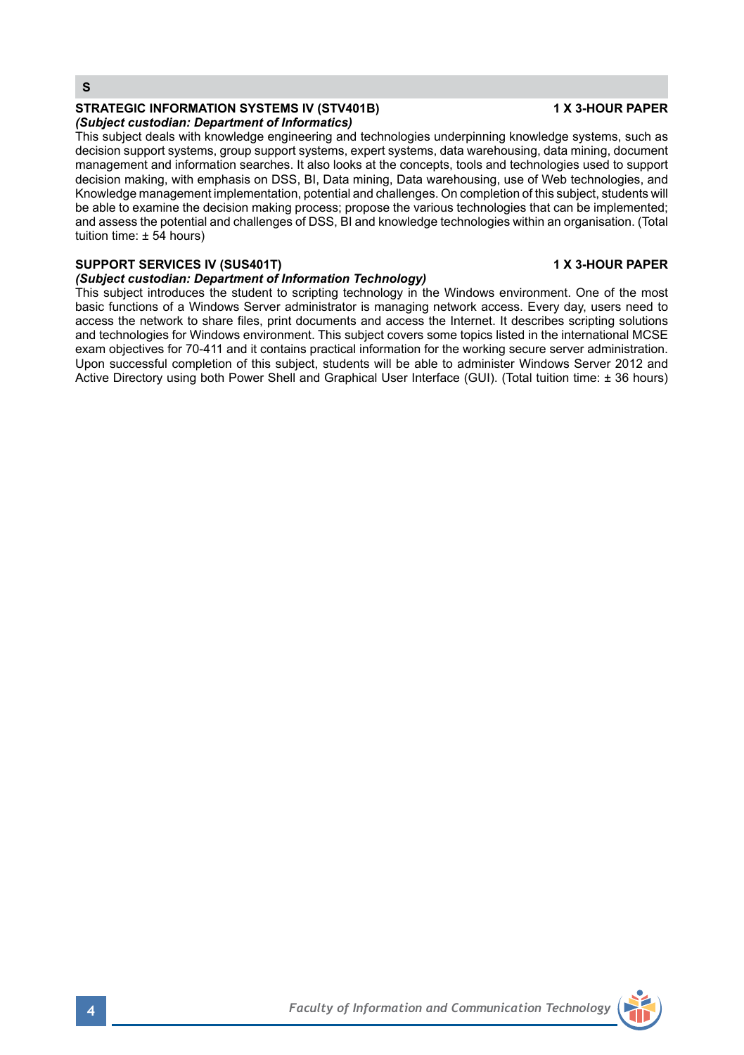## S

**STRATEGIC INFORMATION SYSTEMS IV (STV401B)** **1 X 3-HOUR PAPER**
***(Subject custodian: Department of Informatics)***

This subject deals with knowledge engineering and technologies underpinning knowledge systems, such as decision support systems, group support systems, expert systems, data warehousing, data mining, document management and information searches. It also looks at the concepts, tools and technologies used to support decision making, with emphasis on DSS, BI, Data mining, Data warehousing, use of Web technologies, and Knowledge management implementation, potential and challenges. On completion of this subject, students will be able to examine the decision making process; propose the various technologies that can be implemented; and assess the potential and challenges of DSS, BI and knowledge technologies within an organisation. (Total tuition time: ± 54 hours)

**SUPPORT SERVICES IV (SUS401T)** **1 X 3-HOUR PAPER**
***(Subject custodian: Department of Information Technology)***

This subject introduces the student to scripting technology in the Windows environment. One of the most basic functions of a Windows Server administrator is managing network access. Every day, users need to access the network to share files, print documents and access the Internet. It describes scripting solutions and technologies for Windows environment. This subject covers some topics listed in the international MCSE exam objectives for 70-411 and it contains practical information for the working secure server administration. Upon successful completion of this subject, students will be able to administer Windows Server 2012 and Active Directory using both Power Shell and Graphical User Interface (GUI). (Total tuition time: ± 36 hours)